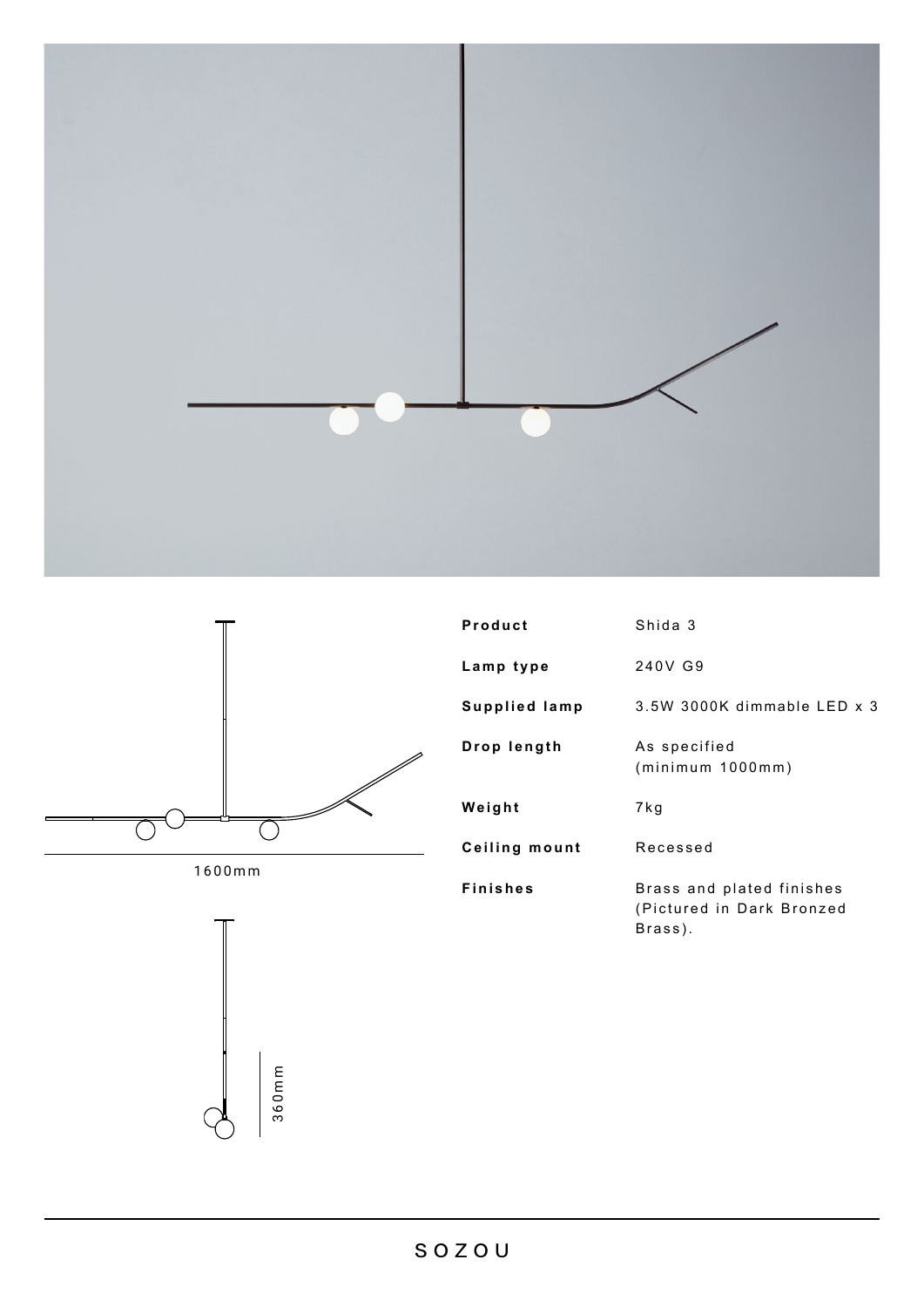1600mm

360mm

| | |
|---|---|
| **Product** | Shida 3 |
| **Lamp type** | 240V G9 |
| **Supplied lamp** | 3.5W 3000K dimmable LED x 3 |
| **Drop length** | As specified (minimum 1000mm) |
| **Weight** | 7kg |
| **Ceiling mount** | Recessed |
| **Finishes** | Brass and plated finishes (Pictured in Dark Bronzed Brass). |

SOZOU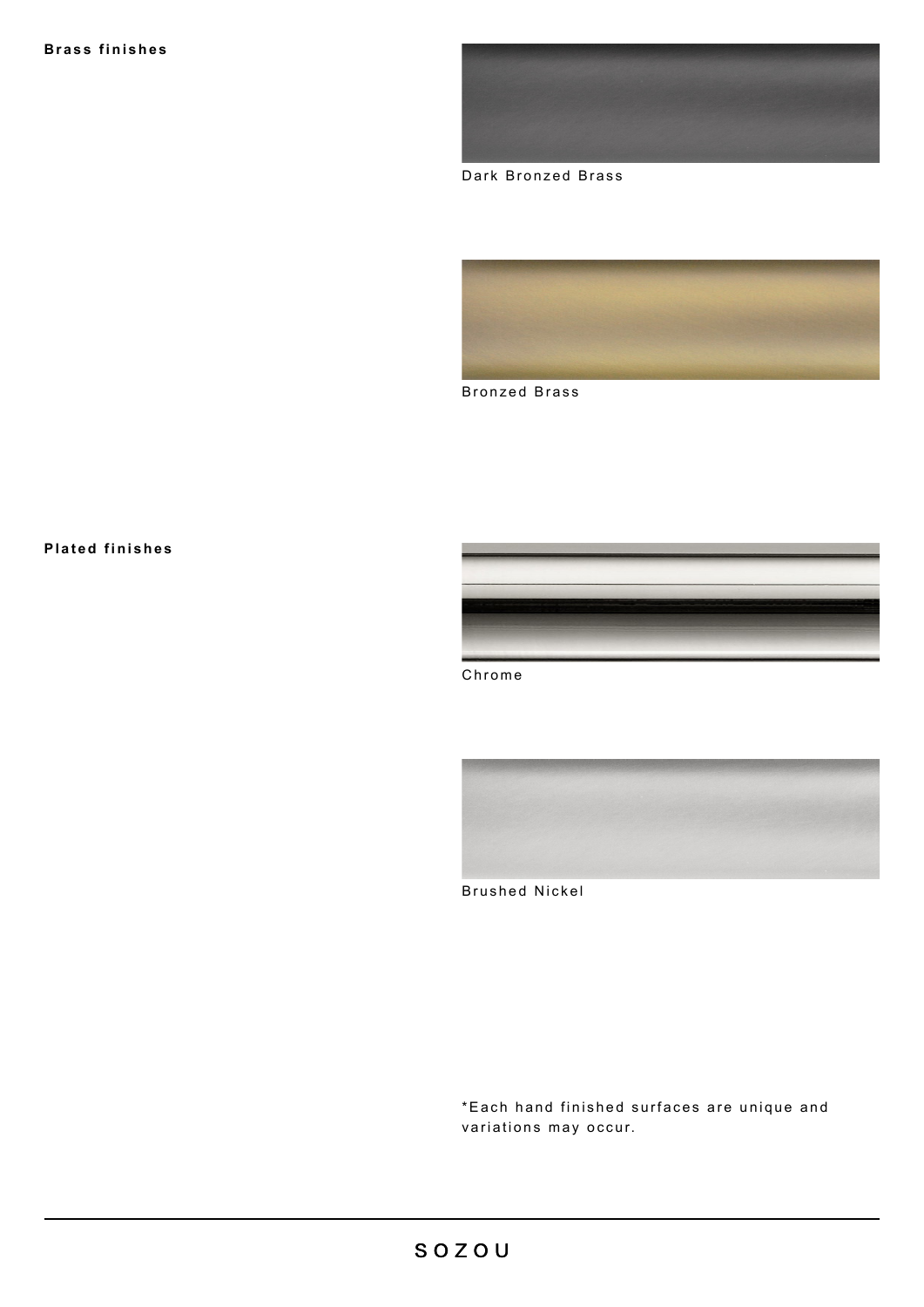**Brass finishes**

Dark Bronzed Brass

Bronzed Brass

**Plated finishes**

Chrome

Brushed Nickel

*Each hand finished surfaces are unique and variations may occur.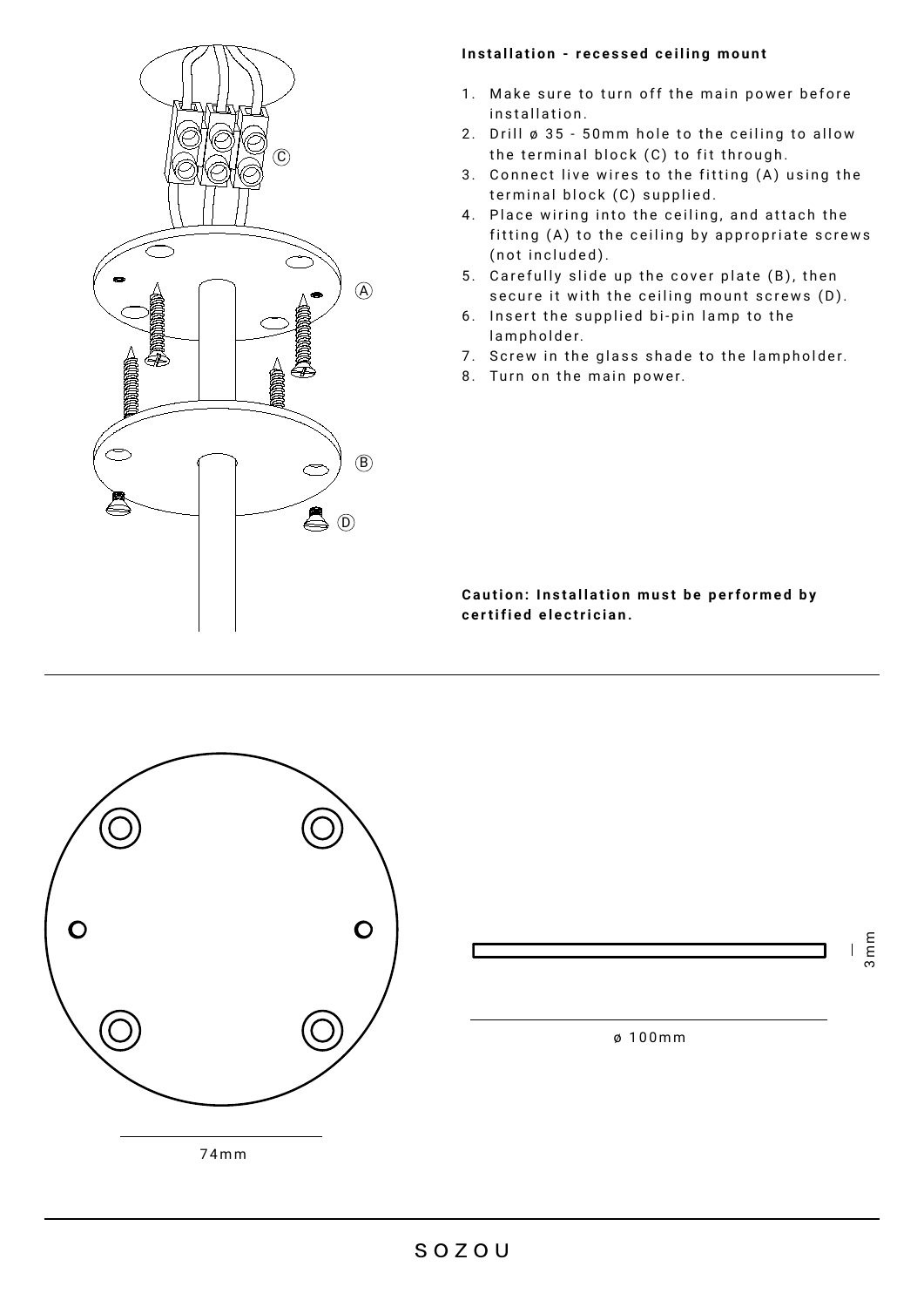**Installation - recessed ceiling mount**

1. Make sure to turn off the main power before installation.
2. Drill ø 35 - 50mm hole to the ceiling to allow the terminal block (C) to fit through.
3. Connect live wires to the fitting (A) using the terminal block (C) supplied.
4. Place wiring into the ceiling, and attach the fitting (A) to the ceiling by appropriate screws (not included).
5. Carefully slide up the cover plate (B), then secure it with the ceiling mount screws (D).
6. Insert the supplied bi-pin lamp to the lampholder.
7. Screw in the glass shade to the lampholder.
8. Turn on the main power.

**Caution: Installation must be performed by certified electrician.**

C

A

B

D

74mm

3mm

ø 100mm

SOZOU